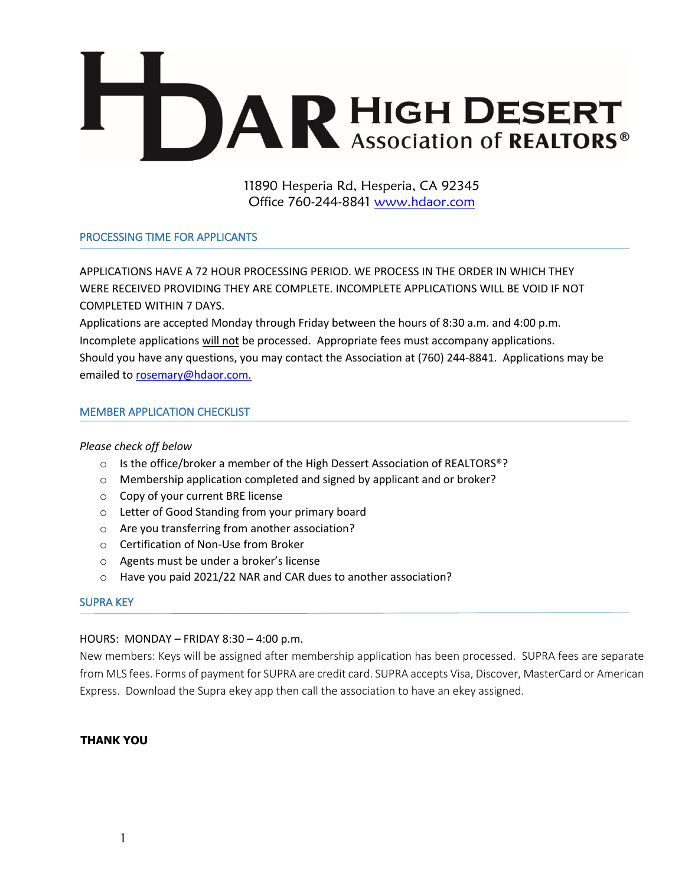# HDAR High Desert Association of REALTORS®

11890 Hesperia Rd, Hesperia, CA 92345
Office 760-244-8841 [www.hdaor.com](http://www.hdaor.com)

## PROCESSING TIME FOR APPLICANTS

APPLICATIONS HAVE A 72 HOUR PROCESSING PERIOD. WE PROCESS IN THE ORDER IN WHICH THEY WERE RECEIVED PROVIDING THEY ARE COMPLETE. INCOMPLETE APPLICATIONS WILL BE VOID IF NOT COMPLETED WITHIN 7 DAYS.
Applications are accepted Monday through Friday between the hours of 8:30 a.m. and 4:00 p.m.
Incomplete applications <u>will not</u> be processed. Appropriate fees must accompany applications.
Should you have any questions, you may contact the Association at (760) 244-8841. Applications may be emailed to [rosemary@hdaor.com.](mailto:rosemary@hdaor.com)

## MEMBER APPLICATION CHECKLIST

*Please check off below*

- Is the office/broker a member of the High Dessert Association of REALTORS®?
- Membership application completed and signed by applicant and or broker?
- Copy of your current BRE license
- Letter of Good Standing from your primary board
- Are you transferring from another association?
- Certification of Non-Use from Broker
- Agents must be under a broker's license
- Have you paid 2021/22 NAR and CAR dues to another association?

## SUPRA KEY

HOURS: MONDAY – FRIDAY 8:30 – 4:00 p.m.

New members: Keys will be assigned after membership application has been processed. SUPRA fees are separate from MLS fees. Forms of payment for SUPRA are credit card. SUPRA accepts Visa, Discover, MasterCard or American Express. Download the Supra ekey app then call the association to have an ekey assigned.

**THANK YOU**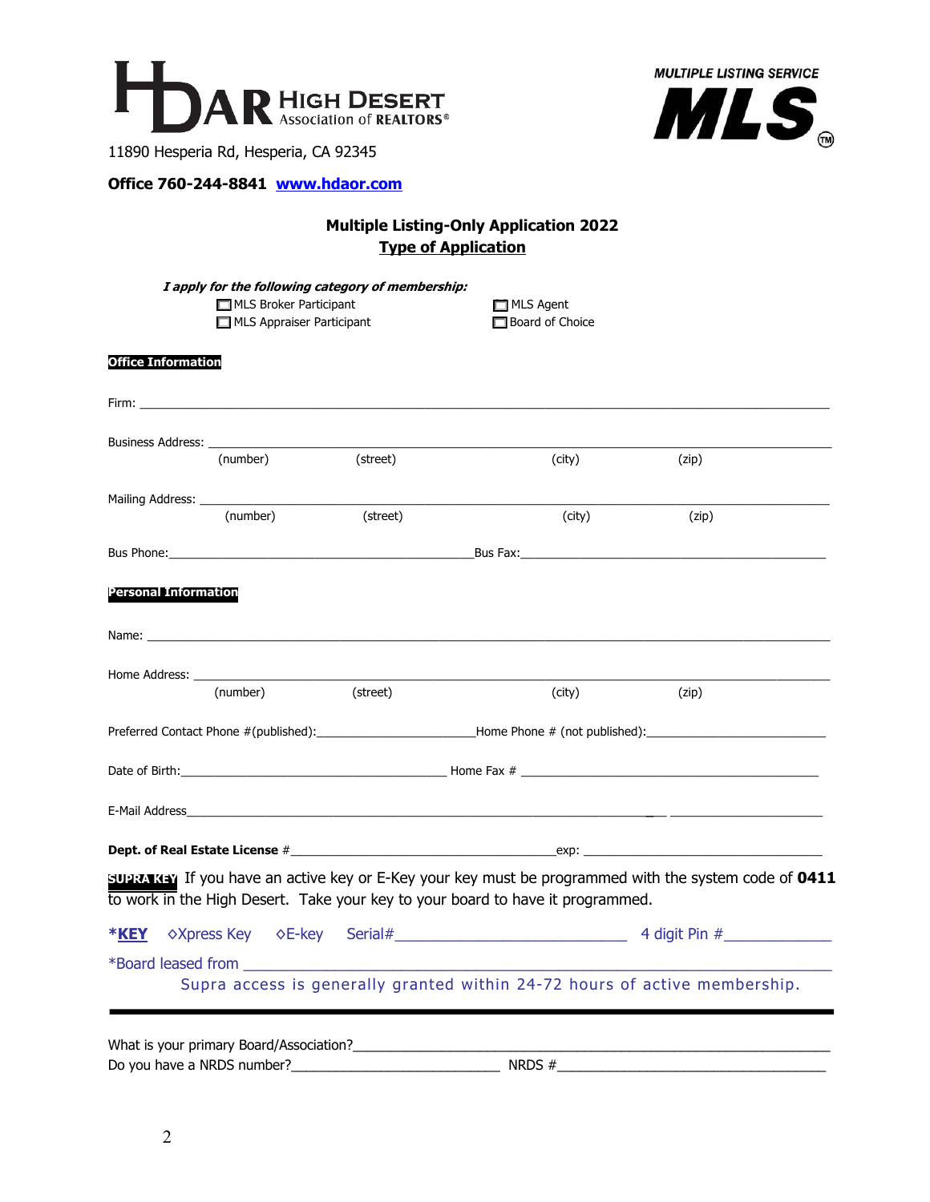HDAR HIGH DESERT Association of REALTORS®

MULTIPLE LISTING SERVICE **MLS**™

11890 Hesperia Rd, Hesperia, CA 92345

**Office 760-244-8841** [www.hdaor.com](http://www.hdaor.com)

## Multiple Listing-Only Application 2022

## Type of Application

***I apply for the following category of membership:***

- ☐ MLS Broker Participant
- ☐ MLS Appraiser Participant
- ☐ MLS Agent
- ☐ Board of Choice

**Office Information**

Firm: ____________________________________________________________

Business Address: ____________________________________________________________
(number) (street) (city) (zip)

Mailing Address: ____________________________________________________________
(number) (street) (city) (zip)

Bus Phone:______________________________ Bus Fax:______________________________

**Personal Information**

Name: ____________________________________________________________

Home Address: ____________________________________________________________
(number) (street) (city) (zip)

Preferred Contact Phone #(published):____________________ Home Phone # (not published):____________________

Date of Birth:______________________________ Home Fax # ______________________________

E-Mail Address____________________________________________________________

**Dept. of Real Estate License** #______________________________exp: ______________________________

**SUPRA KEY** If you have an active key or E-Key your key must be programmed with the system code of **0411** to work in the High Desert. Take your key to your board to have it programmed.

***KEY** ◇Xpress Key ◇E-key Serial#______________________ 4 digit Pin #__________

*Board leased from ____________________________________________________________

Supra access is generally granted within 24-72 hours of active membership.

---

What is your primary Board/Association?____________________________________________________________

Do you have a NRDS number?____________________ NRDS #______________________________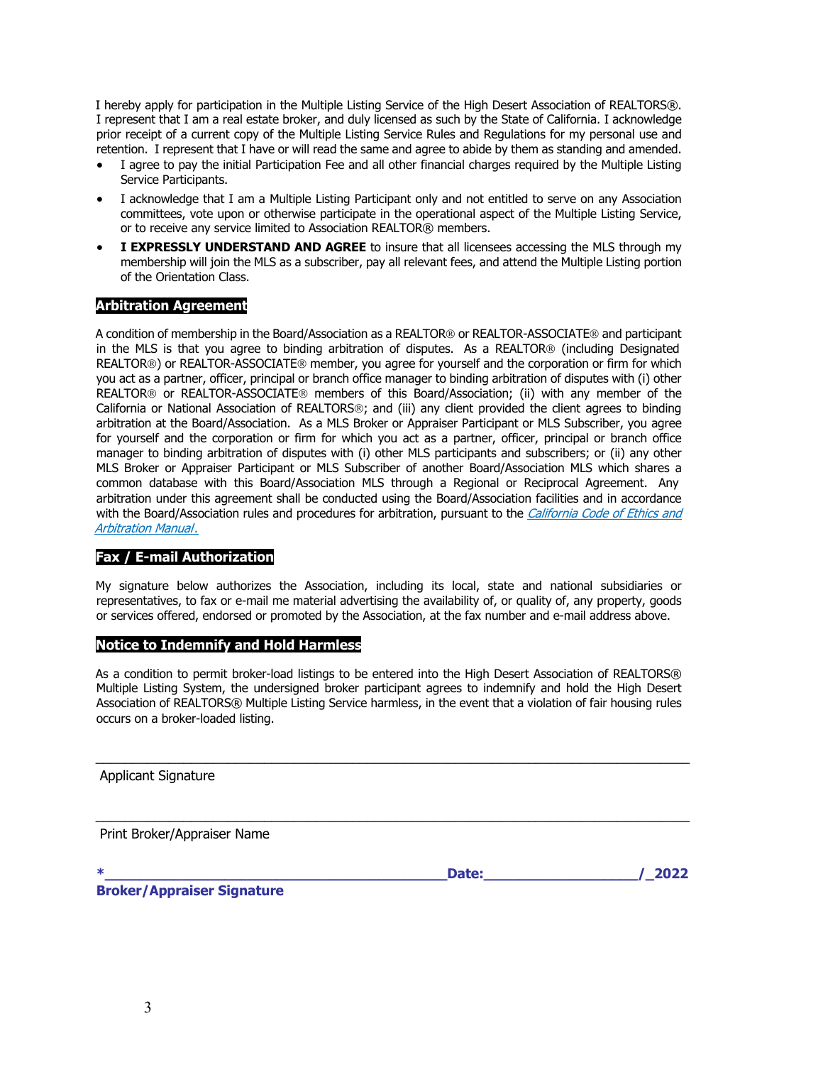I hereby apply for participation in the Multiple Listing Service of the High Desert Association of REALTORS®. I represent that I am a real estate broker, and duly licensed as such by the State of California. I acknowledge prior receipt of a current copy of the Multiple Listing Service Rules and Regulations for my personal use and retention. I represent that I have or will read the same and agree to abide by them as standing and amended.

- I agree to pay the initial Participation Fee and all other financial charges required by the Multiple Listing Service Participants.
- I acknowledge that I am a Multiple Listing Participant only and not entitled to serve on any Association committees, vote upon or otherwise participate in the operational aspect of the Multiple Listing Service, or to receive any service limited to Association REALTOR® members.
- **I EXPRESSLY UNDERSTAND AND AGREE** to insure that all licensees accessing the MLS through my membership will join the MLS as a subscriber, pay all relevant fees, and attend the Multiple Listing portion of the Orientation Class.

## Arbitration Agreement

A condition of membership in the Board/Association as a REALTOR® or REALTOR-ASSOCIATE® and participant in the MLS is that you agree to binding arbitration of disputes. As a REALTOR® (including Designated REALTOR®) or REALTOR-ASSOCIATE® member, you agree for yourself and the corporation or firm for which you act as a partner, officer, principal or branch office manager to binding arbitration of disputes with (i) other REALTOR® or REALTOR-ASSOCIATE® members of this Board/Association; (ii) with any member of the California or National Association of REALTORS®; and (iii) any client provided the client agrees to binding arbitration at the Board/Association. As a MLS Broker or Appraiser Participant or MLS Subscriber, you agree for yourself and the corporation or firm for which you act as a partner, officer, principal or branch office manager to binding arbitration of disputes with (i) other MLS participants and subscribers; or (ii) any other MLS Broker or Appraiser Participant or MLS Subscriber of another Board/Association MLS which shares a common database with this Board/Association MLS through a Regional or Reciprocal Agreement. Any arbitration under this agreement shall be conducted using the Board/Association facilities and in accordance with the Board/Association rules and procedures for arbitration, pursuant to the *California Code of Ethics and Arbitration Manual*.

## Fax / E-mail Authorization

My signature below authorizes the Association, including its local, state and national subsidiaries or representatives, to fax or e-mail me material advertising the availability of, or quality of, any property, goods or services offered, endorsed or promoted by the Association, at the fax number and e-mail address above.

## Notice to Indemnify and Hold Harmless

As a condition to permit broker-load listings to be entered into the High Desert Association of REALTORS® Multiple Listing System, the undersigned broker participant agrees to indemnify and hold the High Desert Association of REALTORS® Multiple Listing Service harmless, in the event that a violation of fair housing rules occurs on a broker-loaded listing.

______________________________________________________________________________

Applicant Signature

______________________________________________________________________________

Print Broker/Appraiser Name

**\*___________________________________________Date:___________________/_2022**

**Broker/Appraiser Signature**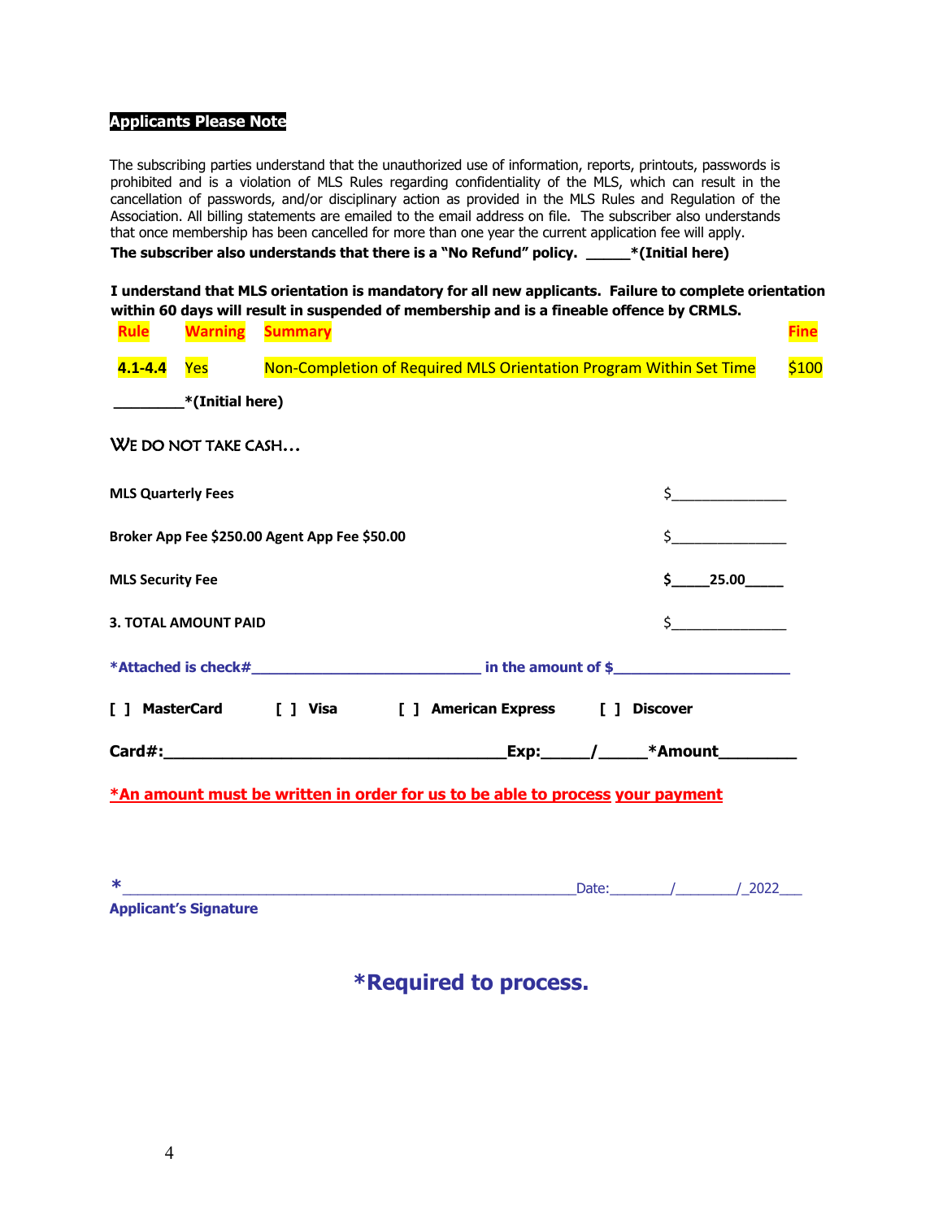**Applicants Please Note**

The subscribing parties understand that the unauthorized use of information, reports, printouts, passwords is prohibited and is a violation of MLS Rules regarding confidentiality of the MLS, which can result in the cancellation of passwords, and/or disciplinary action as provided in the MLS Rules and Regulation of the Association. All billing statements are emailed to the email address on file. The subscriber also understands that once membership has been cancelled for more than one year the current application fee will apply.

**The subscriber also understands that there is a "No Refund" policy. _____*(Initial here)**

**I understand that MLS orientation is mandatory for all new applicants. Failure to complete orientation within 60 days will result in suspended of membership and is a fineable offence by CRMLS.**

| Rule | Warning | Summary | Fine |
|---|---|---|---|
| 4.1-4.4 | Yes | Non-Completion of Required MLS Orientation Program Within Set Time | $100 |

**________*(Initial here)**

WE DO NOT TAKE CASH…

**MLS Quarterly Fees** $______________

**Broker App Fee $250.00 Agent App Fee $50.00** $______________

**MLS Security Fee** **$_____25.00_____**

**3. TOTAL AMOUNT PAID** $______________

***Attached is check#___________________________ in the amount of $_____________________**

**[ ] MasterCard [ ] Visa [ ] American Express [ ] Discover**

**Card#:_______________________________________Exp:_____/_____*Amount_________**

***An amount must be written in order for us to be able to process your payment**

*_______________________________________________________Date:________/________/_2022___

**Applicant's Signature**

## *Required to process.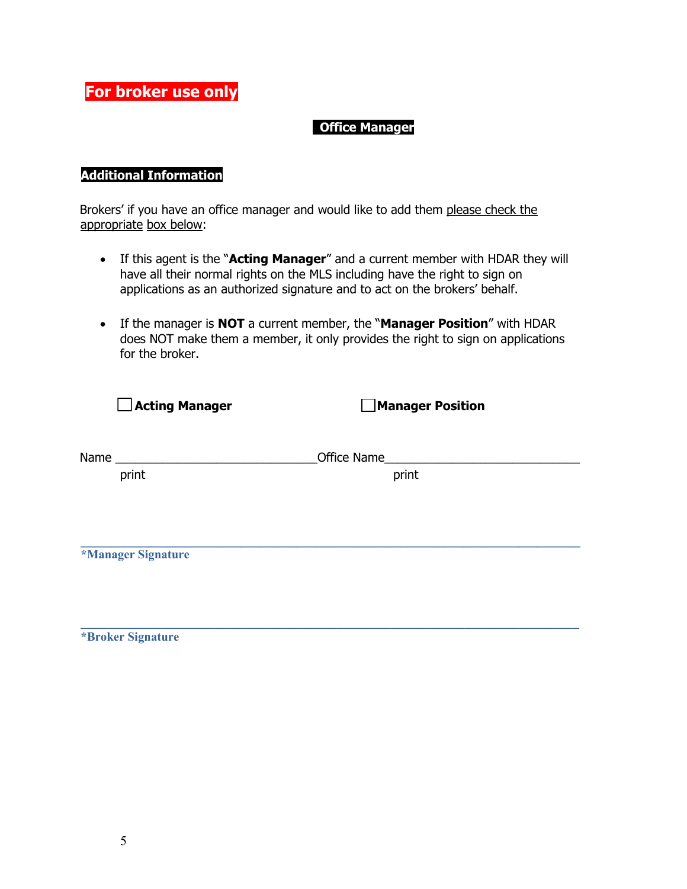**For broker use only**

## Office Manager

### Additional Information

Brokers' if you have an office manager and would like to add them please check the appropriate box below:

- If this agent is the "**Acting Manager**" and a current member with HDAR they will have all their normal rights on the MLS including have the right to sign on applications as an authorized signature and to act on the brokers' behalf.

- If the manager is **NOT** a current member, the "**Manager Position**" with HDAR does NOT make them a member, it only provides the right to sign on applications for the broker.

☐ **Acting Manager** ☐ **Manager Position**

Name ______________________________ Office Name______________________________

print print

_______________________________________________________________________

***Manager Signature**

_______________________________________________________________________

***Broker Signature**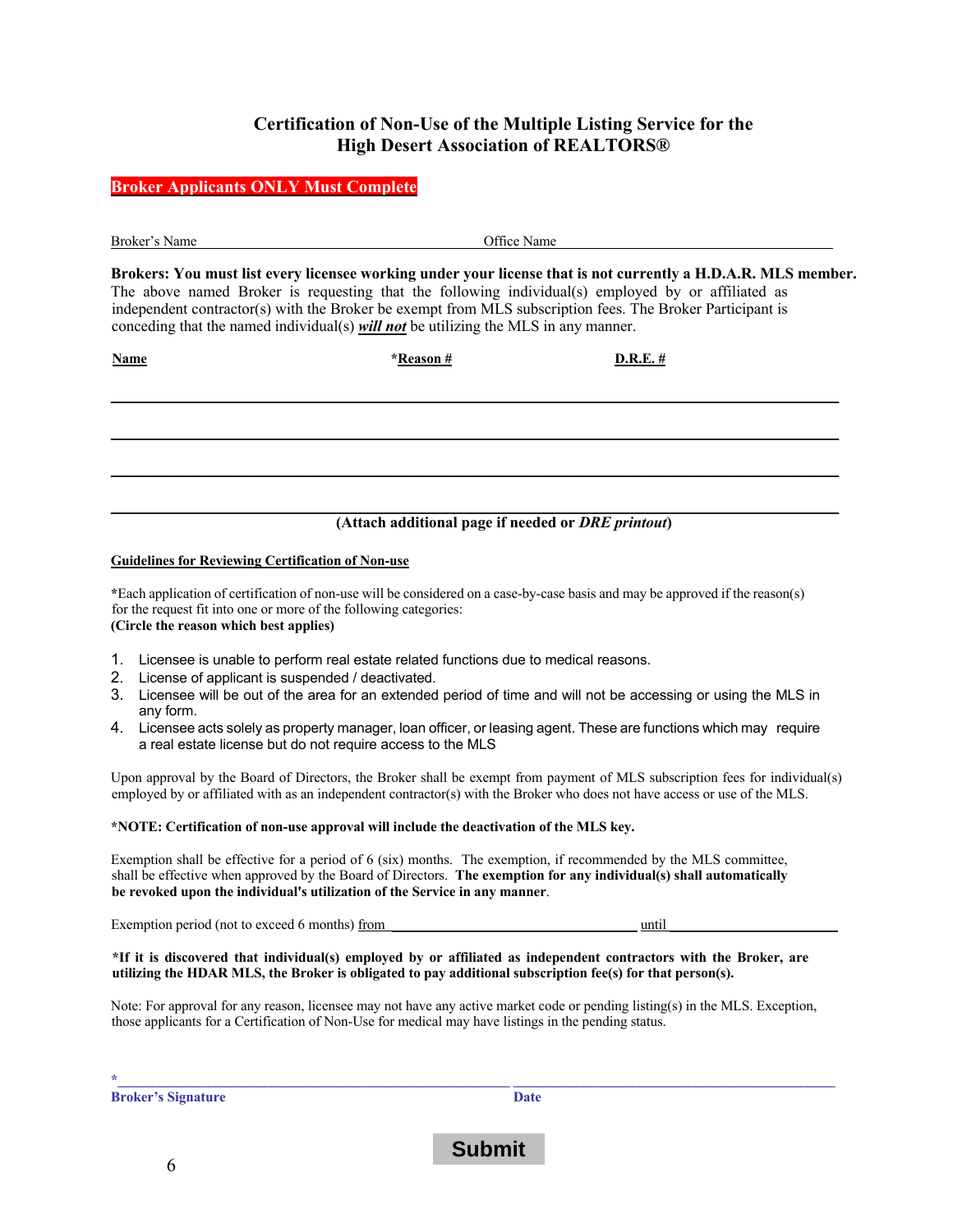## Certification of Non-Use of the Multiple Listing Service for the High Desert Association of REALTORS®

**Broker Applicants ONLY Must Complete**

Broker's Name ______________________________ Office Name ______________________________

**Brokers: You must list every licensee working under your license that is not currently a H.D.A.R. MLS member.** The above named Broker is requesting that the following individual(s) employed by or affiliated as independent contractor(s) with the Broker be exempt from MLS subscription fees. The Broker Participant is conceding that the named individual(s) ***will not*** be utilizing the MLS in any manner.

| Name | *Reason # | D.R.E. # |
| --- | --- | --- |
| | | |
| | | |
| | | |
| | | |

**(Attach additional page if needed or *DRE printout*)**

**Guidelines for Reviewing Certification of Non-use**

***Each application of certification of non-use will be considered on a case-by-case basis and may be approved if the reason(s) for the request fit into one or more of the following categories:
**(Circle the reason which best applies)**

1. Licensee is unable to perform real estate related functions due to medical reasons.
2. License of applicant is suspended / deactivated.
3. Licensee will be out of the area for an extended period of time and will not be accessing or using the MLS in any form.
4. Licensee acts solely as property manager, loan officer, or leasing agent. These are functions which may require a real estate license but do not require access to the MLS

Upon approval by the Board of Directors, the Broker shall be exempt from payment of MLS subscription fees for individual(s) employed by or affiliated with as an independent contractor(s) with the Broker who does not have access or use of the MLS.

***NOTE: Certification of non-use approval will include the deactivation of the MLS key.**

Exemption shall be effective for a period of 6 (six) months. The exemption, if recommended by the MLS committee, shall be effective when approved by the Board of Directors. **The exemption for any individual(s) shall automatically be revoked upon the individual's utilization of the Service in any manner**.

Exemption period (not to exceed 6 months) from ______________________________ until ______________________________

***If it is discovered that individual(s) employed by or affiliated as independent contractors with the Broker, are utilizing the HDAR MLS, the Broker is obligated to pay additional subscription fee(s) for that person(s).**

Note: For approval for any reason, licensee may not have any active market code or pending listing(s) in the MLS. Exception, those applicants for a Certification of Non-Use for medical may have listings in the pending status.

*______________________________ ______________________________
**Broker's Signature** **Date**

Submit